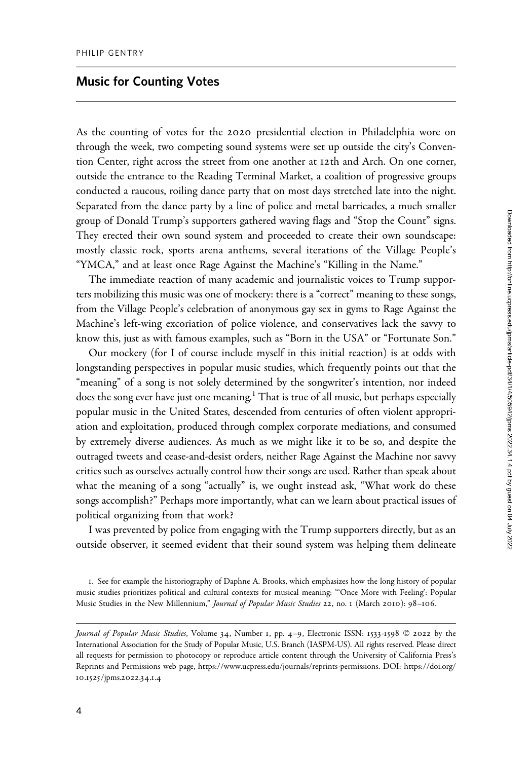PHILIP GENTRY

## Music for Counting Votes

As the counting of votes for the 2020 presidential election in Philadelphia wore on through the week, two competing sound systems were set up outside the city's Convention Center, right across the street from one another at 12th and Arch. On one corner, outside the entrance to the Reading Terminal Market, a coalition of progressive groups conducted a raucous, roiling dance party that on most days stretched late into the night. Separated from the dance party by a line of police and metal barricades, a much smaller group of Donald Trump's supporters gathered waving flags and "Stop the Count" signs. They erected their own sound system and proceeded to create their own soundscape: mostly classic rock, sports arena anthems, several iterations of the Village People's "YMCA," and at least once Rage Against the Machine's "Killing in the Name."

The immediate reaction of many academic and journalistic voices to Trump supporters mobilizing this music was one of mockery: there is a "correct" meaning to these songs, from the Village People's celebration of anonymous gay sex in gyms to Rage Against the Machine's left-wing excoriation of police violence, and conservatives lack the savvy to know this, just as with famous examples, such as "Born in the USA" or "Fortunate Son."

Our mockery (for I of course include myself in this initial reaction) is at odds with longstanding perspectives in popular music studies, which frequently points out that the "meaning" of a song is not solely determined by the songwriter's intention, nor indeed does the song ever have just one meaning.[1] That is true of all music, but perhaps especially popular music in the United States, descended from centuries of often violent appropriation and exploitation, produced through complex corporate mediations, and consumed by extremely diverse audiences. As much as we might like it to be so, and despite the outraged tweets and cease-and-desist orders, neither Rage Against the Machine nor savvy critics such as ourselves actually control how their songs are used. Rather than speak about what the meaning of a song "actually" is, we ought instead ask, "What work do these songs accomplish?" Perhaps more importantly, what can we learn about practical issues of political organizing from that work?

I was prevented by police from engaging with the Trump supporters directly, but as an outside observer, it seemed evident that their sound system was helping them delineate

1. See for example the historiography of Daphne A. Brooks, which emphasizes how the long history of popular music studies prioritizes political and cultural contexts for musical meaning: "'Once More with Feeling': Popular Music Studies in the New Millennium," *Journal of Popular Music Studies* 22, no. 1 (March 2010): 98–106.

*Journal of Popular Music Studies*, Volume 34, Number 1, pp. 4–9, Electronic ISSN: 1533-1598 © 2022 by the International Association for the Study of Popular Music, U.S. Branch (IASPM-US). All rights reserved. Please direct all requests for permission to photocopy or reproduce article content through the University of California Press's Reprints and Permissions web page, https://www.ucpress.edu/journals/reprints-permissions. DOI: https://doi.org/10.1525/jpms.2022.34.1.4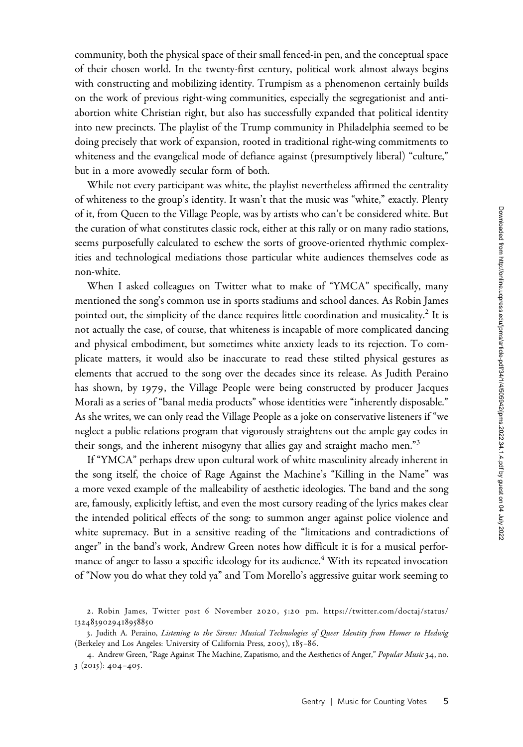community, both the physical space of their small fenced-in pen, and the conceptual space of their chosen world. In the twenty-first century, political work almost always begins with constructing and mobilizing identity. Trumpism as a phenomenon certainly builds on the work of previous right-wing communities, especially the segregationist and anti-abortion white Christian right, but also has successfully expanded that political identity into new precincts. The playlist of the Trump community in Philadelphia seemed to be doing precisely that work of expansion, rooted in traditional right-wing commitments to whiteness and the evangelical mode of defiance against (presumptively liberal) "culture," but in a more avowedly secular form of both.

While not every participant was white, the playlist nevertheless affirmed the centrality of whiteness to the group's identity. It wasn't that the music was "white," exactly. Plenty of it, from Queen to the Village People, was by artists who can't be considered white. But the curation of what constitutes classic rock, either at this rally or on many radio stations, seems purposefully calculated to eschew the sorts of groove-oriented rhythmic complexities and technological mediations those particular white audiences themselves code as non-white.

When I asked colleagues on Twitter what to make of "YMCA" specifically, many mentioned the song's common use in sports stadiums and school dances. As Robin James pointed out, the simplicity of the dance requires little coordination and musicality.[2] It is not actually the case, of course, that whiteness is incapable of more complicated dancing and physical embodiment, but sometimes white anxiety leads to its rejection. To complicate matters, it would also be inaccurate to read these stilted physical gestures as elements that accrued to the song over the decades since its release. As Judith Peraino has shown, by 1979, the Village People were being constructed by producer Jacques Morali as a series of "banal media products" whose identities were "inherently disposable." As she writes, we can only read the Village People as a joke on conservative listeners if "we neglect a public relations program that vigorously straightens out the ample gay codes in their songs, and the inherent misogyny that allies gay and straight macho men."[3]

If "YMCA" perhaps drew upon cultural work of white masculinity already inherent in the song itself, the choice of Rage Against the Machine's "Killing in the Name" was a more vexed example of the malleability of aesthetic ideologies. The band and the song are, famously, explicitly leftist, and even the most cursory reading of the lyrics makes clear the intended political effects of the song: to summon anger against police violence and white supremacy. But in a sensitive reading of the "limitations and contradictions of anger" in the band's work, Andrew Green notes how difficult it is for a musical performance of anger to lasso a specific ideology for its audience.[4] With its repeated invocation of "Now you do what they told ya" and Tom Morello's aggressive guitar work seeming to

2. Robin James, Twitter post 6 November 2020, 5:20 pm. https://twitter.com/doctaj/status/1324839029418958850

3. Judith A. Peraino, *Listening to the Sirens: Musical Technologies of Queer Identity from Homer to Hedwig* (Berkeley and Los Angeles: University of California Press, 2005), 185–86.

4. Andrew Green, "Rage Against The Machine, Zapatismo, and the Aesthetics of Anger," *Popular Music* 34, no. 3 (2015): 404–405.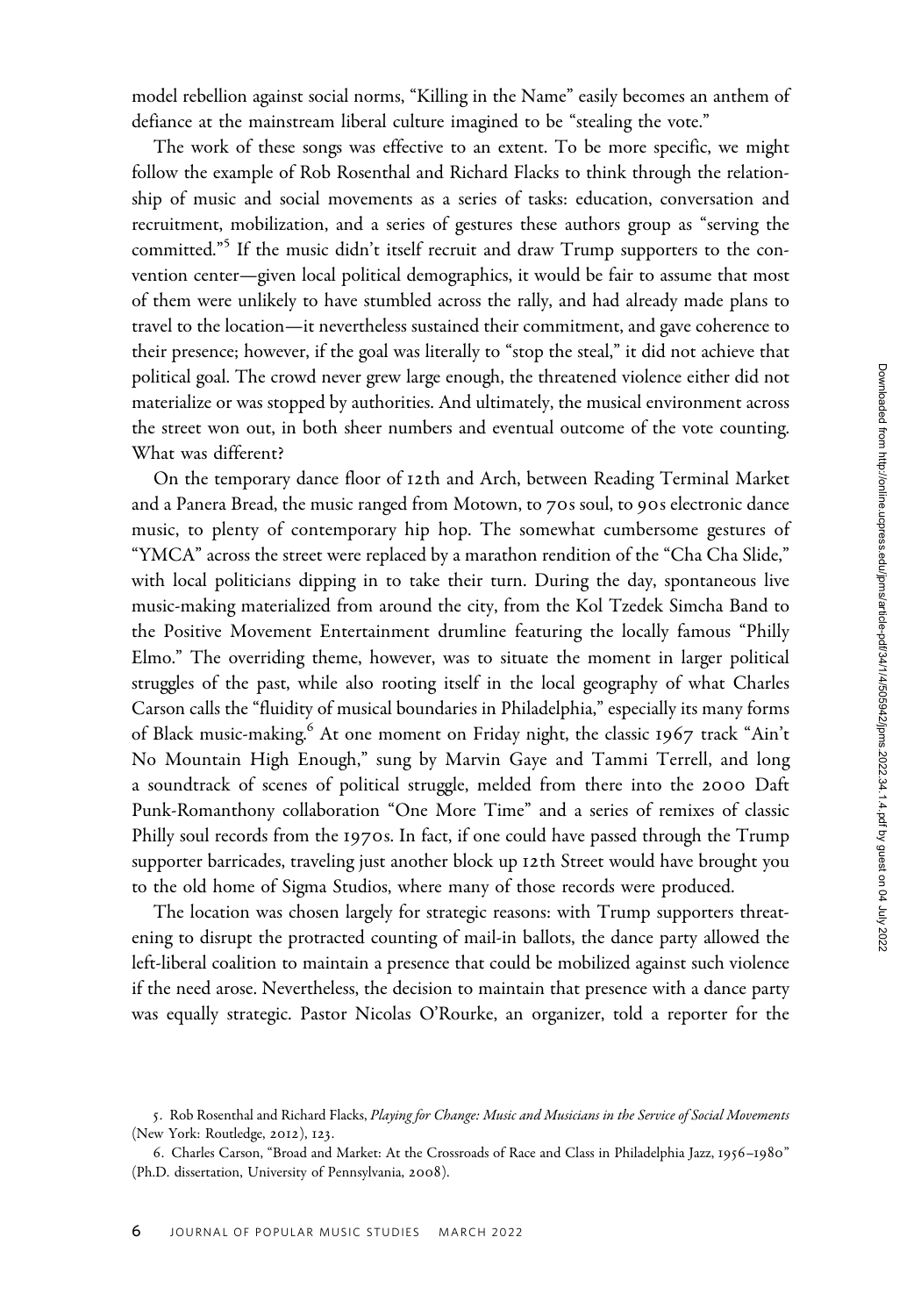model rebellion against social norms, "Killing in the Name" easily becomes an anthem of defiance at the mainstream liberal culture imagined to be "stealing the vote."

The work of these songs was effective to an extent. To be more specific, we might follow the example of Rob Rosenthal and Richard Flacks to think through the relationship of music and social movements as a series of tasks: education, conversation and recruitment, mobilization, and a series of gestures these authors group as "serving the committed."[5] If the music didn't itself recruit and draw Trump supporters to the convention center—given local political demographics, it would be fair to assume that most of them were unlikely to have stumbled across the rally, and had already made plans to travel to the location—it nevertheless sustained their commitment, and gave coherence to their presence; however, if the goal was literally to "stop the steal," it did not achieve that political goal. The crowd never grew large enough, the threatened violence either did not materialize or was stopped by authorities. And ultimately, the musical environment across the street won out, in both sheer numbers and eventual outcome of the vote counting. What was different?

On the temporary dance floor of 12th and Arch, between Reading Terminal Market and a Panera Bread, the music ranged from Motown, to 70s soul, to 90s electronic dance music, to plenty of contemporary hip hop. The somewhat cumbersome gestures of "YMCA" across the street were replaced by a marathon rendition of the "Cha Cha Slide," with local politicians dipping in to take their turn. During the day, spontaneous live music-making materialized from around the city, from the Kol Tzedek Simcha Band to the Positive Movement Entertainment drumline featuring the locally famous "Philly Elmo." The overriding theme, however, was to situate the moment in larger political struggles of the past, while also rooting itself in the local geography of what Charles Carson calls the "fluidity of musical boundaries in Philadelphia," especially its many forms of Black music-making.[6] At one moment on Friday night, the classic 1967 track "Ain't No Mountain High Enough," sung by Marvin Gaye and Tammi Terrell, and long a soundtrack of scenes of political struggle, melded from there into the 2000 Daft Punk-Romanthony collaboration "One More Time" and a series of remixes of classic Philly soul records from the 1970s. In fact, if one could have passed through the Trump supporter barricades, traveling just another block up 12th Street would have brought you to the old home of Sigma Studios, where many of those records were produced.

The location was chosen largely for strategic reasons: with Trump supporters threatening to disrupt the protracted counting of mail-in ballots, the dance party allowed the left-liberal coalition to maintain a presence that could be mobilized against such violence if the need arose. Nevertheless, the decision to maintain that presence with a dance party was equally strategic. Pastor Nicolas O'Rourke, an organizer, told a reporter for the

5. Rob Rosenthal and Richard Flacks, *Playing for Change: Music and Musicians in the Service of Social Movements* (New York: Routledge, 2012), 123.

6. Charles Carson, "Broad and Market: At the Crossroads of Race and Class in Philadelphia Jazz, 1956–1980" (Ph.D. dissertation, University of Pennsylvania, 2008).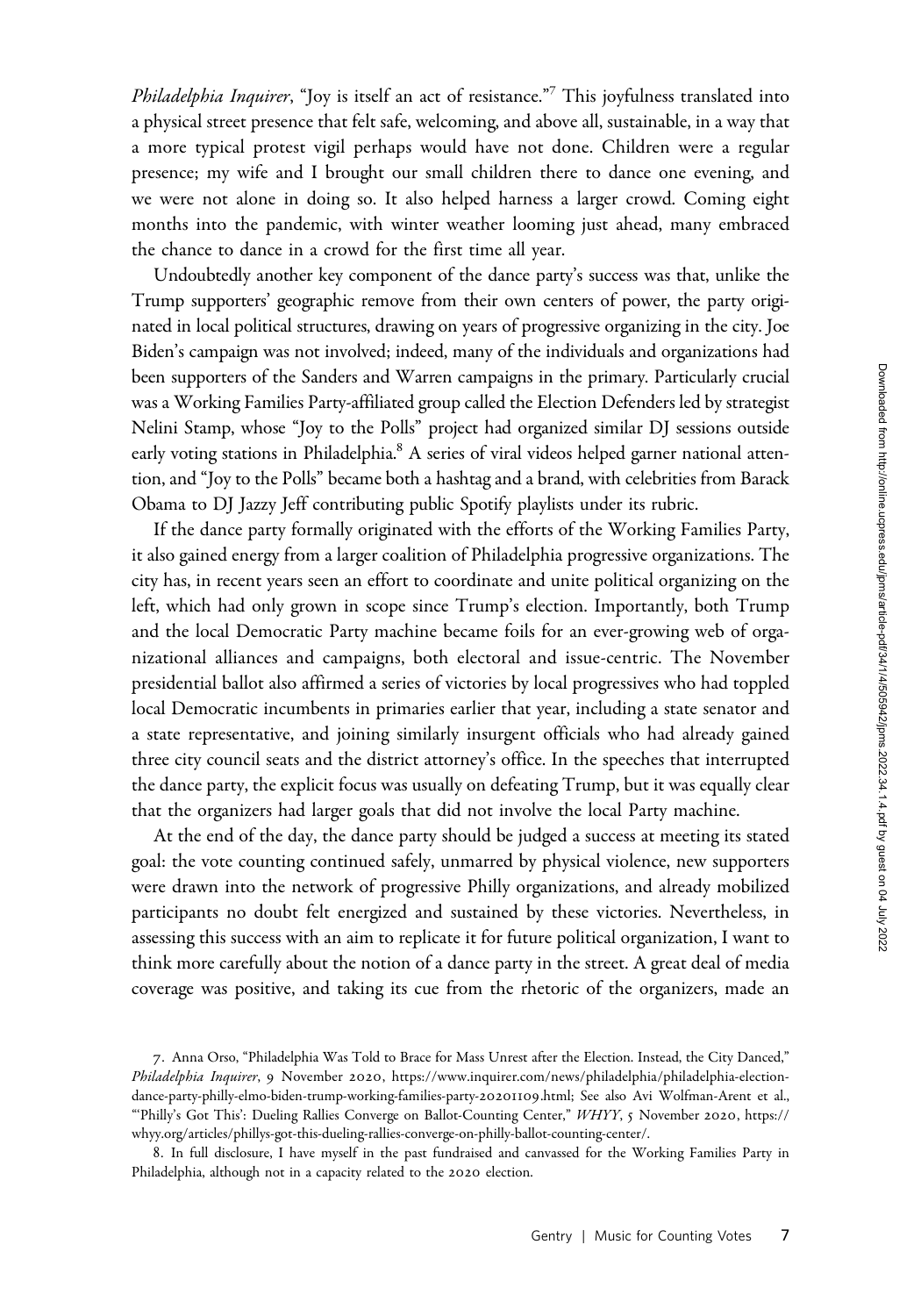*Philadelphia Inquirer*, "Joy is itself an act of resistance."[7] This joyfulness translated into a physical street presence that felt safe, welcoming, and above all, sustainable, in a way that a more typical protest vigil perhaps would have not done. Children were a regular presence; my wife and I brought our small children there to dance one evening, and we were not alone in doing so. It also helped harness a larger crowd. Coming eight months into the pandemic, with winter weather looming just ahead, many embraced the chance to dance in a crowd for the first time all year.

Undoubtedly another key component of the dance party's success was that, unlike the Trump supporters' geographic remove from their own centers of power, the party originated in local political structures, drawing on years of progressive organizing in the city. Joe Biden's campaign was not involved; indeed, many of the individuals and organizations had been supporters of the Sanders and Warren campaigns in the primary. Particularly crucial was a Working Families Party-affiliated group called the Election Defenders led by strategist Nelini Stamp, whose "Joy to the Polls" project had organized similar DJ sessions outside early voting stations in Philadelphia.[8] A series of viral videos helped garner national attention, and "Joy to the Polls" became both a hashtag and a brand, with celebrities from Barack Obama to DJ Jazzy Jeff contributing public Spotify playlists under its rubric.

If the dance party formally originated with the efforts of the Working Families Party, it also gained energy from a larger coalition of Philadelphia progressive organizations. The city has, in recent years seen an effort to coordinate and unite political organizing on the left, which had only grown in scope since Trump's election. Importantly, both Trump and the local Democratic Party machine became foils for an ever-growing web of organizational alliances and campaigns, both electoral and issue-centric. The November presidential ballot also affirmed a series of victories by local progressives who had toppled local Democratic incumbents in primaries earlier that year, including a state senator and a state representative, and joining similarly insurgent officials who had already gained three city council seats and the district attorney's office. In the speeches that interrupted the dance party, the explicit focus was usually on defeating Trump, but it was equally clear that the organizers had larger goals that did not involve the local Party machine.

At the end of the day, the dance party should be judged a success at meeting its stated goal: the vote counting continued safely, unmarred by physical violence, new supporters were drawn into the network of progressive Philly organizations, and already mobilized participants no doubt felt energized and sustained by these victories. Nevertheless, in assessing this success with an aim to replicate it for future political organization, I want to think more carefully about the notion of a dance party in the street. A great deal of media coverage was positive, and taking its cue from the rhetoric of the organizers, made an

7. Anna Orso, "Philadelphia Was Told to Brace for Mass Unrest after the Election. Instead, the City Danced," *Philadelphia Inquirer*, 9 November 2020, https://www.inquirer.com/news/philadelphia/philadelphia-election-dance-party-philly-elmo-biden-trump-working-families-party-20201109.html; See also Avi Wolfman-Arent et al., "'Philly's Got This': Dueling Rallies Converge on Ballot-Counting Center," *WHYY*, 5 November 2020, https://whyy.org/articles/phillys-got-this-dueling-rallies-converge-on-philly-ballot-counting-center/.

8. In full disclosure, I have myself in the past fundraised and canvassed for the Working Families Party in Philadelphia, although not in a capacity related to the 2020 election.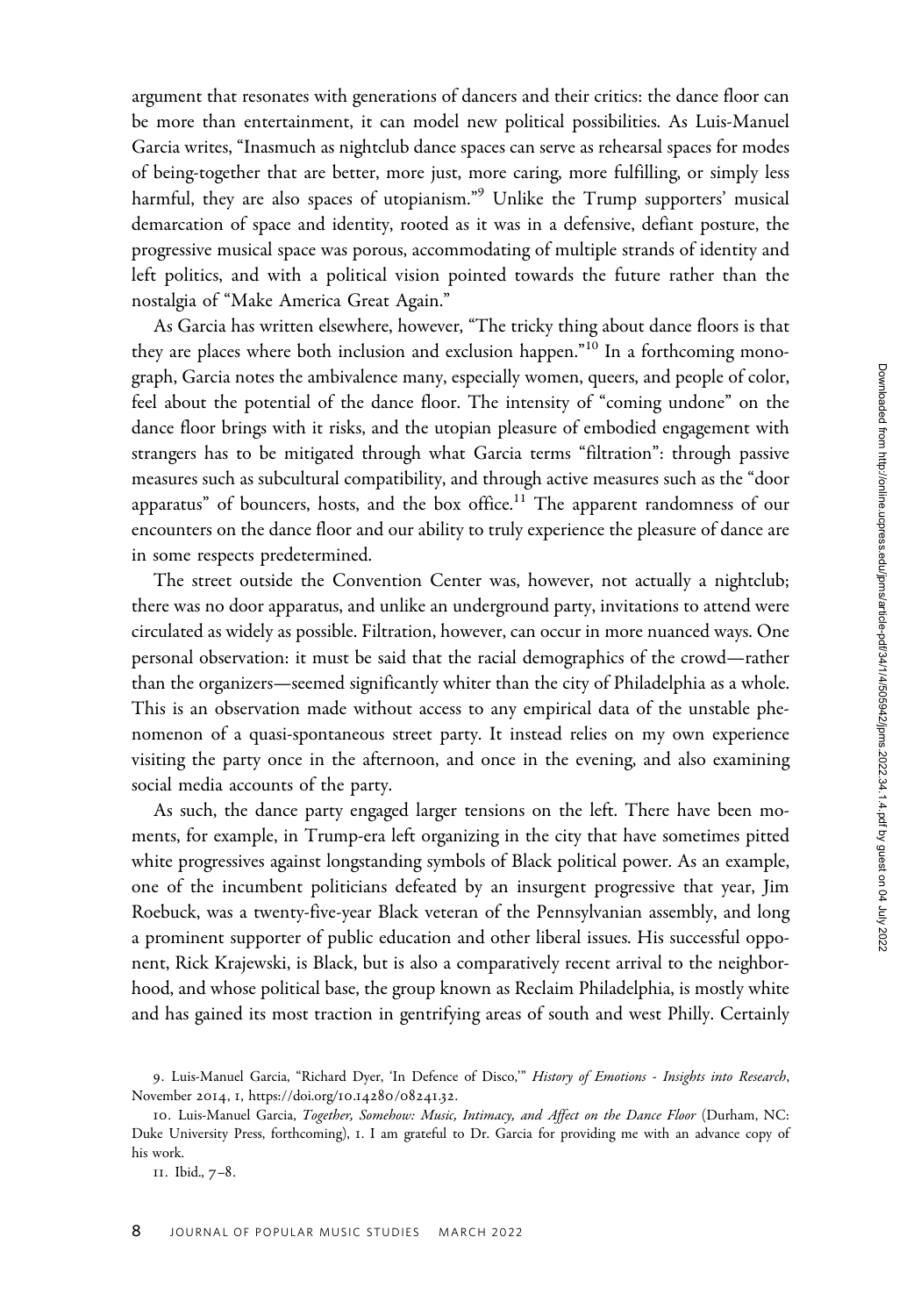argument that resonates with generations of dancers and their critics: the dance floor can be more than entertainment, it can model new political possibilities. As Luis-Manuel Garcia writes, "Inasmuch as nightclub dance spaces can serve as rehearsal spaces for modes of being-together that are better, more just, more caring, more fulfilling, or simply less harmful, they are also spaces of utopianism."[9] Unlike the Trump supporters' musical demarcation of space and identity, rooted as it was in a defensive, defiant posture, the progressive musical space was porous, accommodating of multiple strands of identity and left politics, and with a political vision pointed towards the future rather than the nostalgia of "Make America Great Again."

As Garcia has written elsewhere, however, "The tricky thing about dance floors is that they are places where both inclusion and exclusion happen."[10] In a forthcoming monograph, Garcia notes the ambivalence many, especially women, queers, and people of color, feel about the potential of the dance floor. The intensity of "coming undone" on the dance floor brings with it risks, and the utopian pleasure of embodied engagement with strangers has to be mitigated through what Garcia terms "filtration": through passive measures such as subcultural compatibility, and through active measures such as the "door apparatus" of bouncers, hosts, and the box office.[11] The apparent randomness of our encounters on the dance floor and our ability to truly experience the pleasure of dance are in some respects predetermined.

The street outside the Convention Center was, however, not actually a nightclub; there was no door apparatus, and unlike an underground party, invitations to attend were circulated as widely as possible. Filtration, however, can occur in more nuanced ways. One personal observation: it must be said that the racial demographics of the crowd—rather than the organizers—seemed significantly whiter than the city of Philadelphia as a whole. This is an observation made without access to any empirical data of the unstable phenomenon of a quasi-spontaneous street party. It instead relies on my own experience visiting the party once in the afternoon, and once in the evening, and also examining social media accounts of the party.

As such, the dance party engaged larger tensions on the left. There have been moments, for example, in Trump-era left organizing in the city that have sometimes pitted white progressives against longstanding symbols of Black political power. As an example, one of the incumbent politicians defeated by an insurgent progressive that year, Jim Roebuck, was a twenty-five-year Black veteran of the Pennsylvanian assembly, and long a prominent supporter of public education and other liberal issues. His successful opponent, Rick Krajewski, is Black, but is also a comparatively recent arrival to the neighborhood, and whose political base, the group known as Reclaim Philadelphia, is mostly white and has gained its most traction in gentrifying areas of south and west Philly. Certainly

9. Luis-Manuel Garcia, "Richard Dyer, 'In Defence of Disco,'" *History of Emotions - Insights into Research*, November 2014, 1, https://doi.org/10.14280/08241.32.

10. Luis-Manuel Garcia, *Together, Somehow: Music, Intimacy, and Affect on the Dance Floor* (Durham, NC: Duke University Press, forthcoming), 1. I am grateful to Dr. Garcia for providing me with an advance copy of his work.

11. Ibid., 7–8.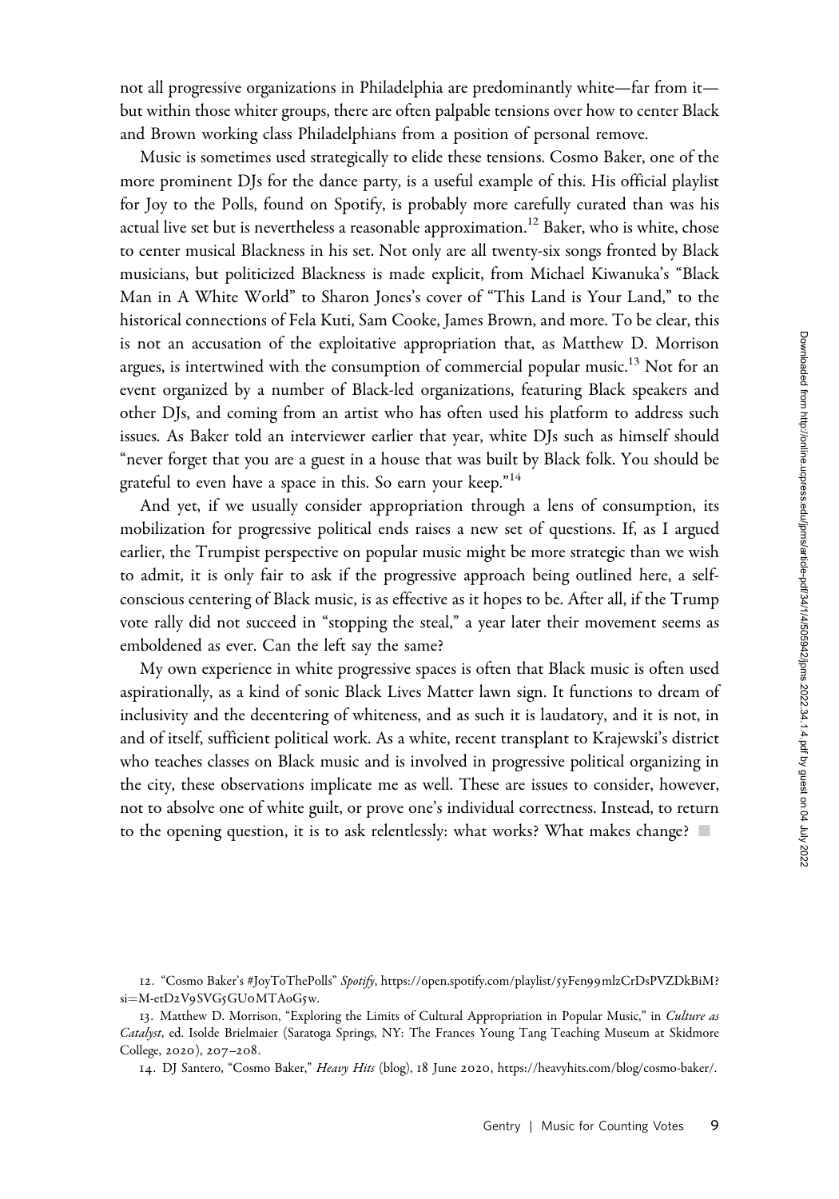not all progressive organizations in Philadelphia are predominantly white—far from it—but within those whiter groups, there are often palpable tensions over how to center Black and Brown working class Philadelphians from a position of personal remove.

Music is sometimes used strategically to elide these tensions. Cosmo Baker, one of the more prominent DJs for the dance party, is a useful example of this. His official playlist for Joy to the Polls, found on Spotify, is probably more carefully curated than was his actual live set but is nevertheless a reasonable approximation.[12] Baker, who is white, chose to center musical Blackness in his set. Not only are all twenty-six songs fronted by Black musicians, but politicized Blackness is made explicit, from Michael Kiwanuka's "Black Man in A White World" to Sharon Jones's cover of "This Land is Your Land," to the historical connections of Fela Kuti, Sam Cooke, James Brown, and more. To be clear, this is not an accusation of the exploitative appropriation that, as Matthew D. Morrison argues, is intertwined with the consumption of commercial popular music.[13] Not for an event organized by a number of Black-led organizations, featuring Black speakers and other DJs, and coming from an artist who has often used his platform to address such issues. As Baker told an interviewer earlier that year, white DJs such as himself should "never forget that you are a guest in a house that was built by Black folk. You should be grateful to even have a space in this. So earn your keep."[14]

And yet, if we usually consider appropriation through a lens of consumption, its mobilization for progressive political ends raises a new set of questions. If, as I argued earlier, the Trumpist perspective on popular music might be more strategic than we wish to admit, it is only fair to ask if the progressive approach being outlined here, a self-conscious centering of Black music, is as effective as it hopes to be. After all, if the Trump vote rally did not succeed in "stopping the steal," a year later their movement seems as emboldened as ever. Can the left say the same?

My own experience in white progressive spaces is often that Black music is often used aspirationally, as a kind of sonic Black Lives Matter lawn sign. It functions to dream of inclusivity and the decentering of whiteness, and as such it is laudatory, and it is not, in and of itself, sufficient political work. As a white, recent transplant to Krajewski's district who teaches classes on Black music and is involved in progressive political organizing in the city, these observations implicate me as well. These are issues to consider, however, not to absolve one of white guilt, or prove one's individual correctness. Instead, to return to the opening question, it is to ask relentlessly: what works? What makes change? ■

12. "Cosmo Baker's #JoyToThePolls" *Spotify*, https://open.spotify.com/playlist/5yFen99mlzCrDsPVZDkBiM?si=M-etD2V9SVG5GU0MTAoG5w.

13. Matthew D. Morrison, "Exploring the Limits of Cultural Appropriation in Popular Music," in *Culture as Catalyst*, ed. Isolde Brielmaier (Saratoga Springs, NY: The Frances Young Tang Teaching Museum at Skidmore College, 2020), 207–208.

14. DJ Santero, "Cosmo Baker," *Heavy Hits* (blog), 18 June 2020, https://heavyhits.com/blog/cosmo-baker/.